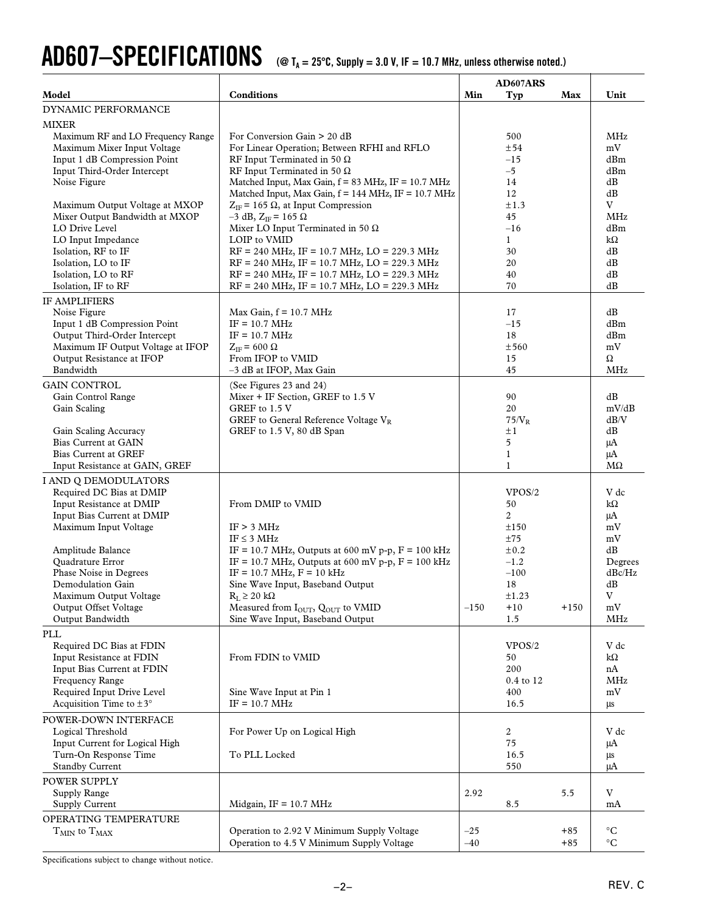# AD607–SPECIFICATIONS (@ $T_A$ = 25°C, Supply = 3.0 V, IF = 10.7 MHz, unless otherwise noted.)

| Model | Conditions | AD607ARS Min | Typ | Max | Unit |
|---|---|---|---|---|---|
| DYNAMIC PERFORMANCE | | | | | |
| MIXER | | | | | |
| Maximum RF and LO Frequency Range | For Conversion Gain > 20 dB | | 500 | | MHz |
| Maximum Mixer Input Voltage | For Linear Operation; Between RFHI and RFLO | | ±54 | | mV |
| Input 1 dB Compression Point | RF Input Terminated in 50 Ω | | –15 | | dBm |
| Input Third-Order Intercept | RF Input Terminated in 50 Ω | | –5 | | dBm |
| Noise Figure | Matched Input, Max Gain, f = 83 MHz, IF = 10.7 MHz | | 14 | | dB |
| | Matched Input, Max Gain, f = 144 MHz, IF = 10.7 MHz | | 12 | | dB |
| Maximum Output Voltage at MXOP | $Z_{IF}$ = 165 Ω, at Input Compression | | ±1.3 | | V |
| Mixer Output Bandwidth at MXOP | –3 dB, $Z_{IF}$ = 165 Ω | | 45 | | MHz |
| LO Drive Level | Mixer LO Input Terminated in 50 Ω | | –16 | | dBm |
| LO Input Impedance | LOIP to VMID | | 1 | | kΩ |
| Isolation, RF to IF | RF = 240 MHz, IF = 10.7 MHz, LO = 229.3 MHz | | 30 | | dB |
| Isolation, LO to IF | RF = 240 MHz, IF = 10.7 MHz, LO = 229.3 MHz | | 20 | | dB |
| Isolation, LO to RF | RF = 240 MHz, IF = 10.7 MHz, LO = 229.3 MHz | | 40 | | dB |
| Isolation, IF to RF | RF = 240 MHz, IF = 10.7 MHz, LO = 229.3 MHz | | 70 | | dB |
| IF AMPLIFIERS | | | | | |
| Noise Figure | Max Gain, f = 10.7 MHz | | 17 | | dB |
| Input 1 dB Compression Point | IF = 10.7 MHz | | –15 | | dBm |
| Output Third-Order Intercept | IF = 10.7 MHz | | 18 | | dBm |
| Maximum IF Output Voltage at IFOP | $Z_{IF}$ = 600 Ω | | ±560 | | mV |
| Output Resistance at IFOP | From IFOP to VMID | | 15 | | Ω |
| Bandwidth | –3 dB at IFOP, Max Gain | | 45 | | MHz |
| GAIN CONTROL | (See Figures 23 and 24) | | | | |
| Gain Control Range | Mixer + IF Section, GREF to 1.5 V | | 90 | | dB |
| Gain Scaling | GREF to 1.5 V | | 20 | | mV/dB |
| | GREF to General Reference Voltage $V_R$ | | $75/V_R$ | | dB/V |
| Gain Scaling Accuracy | GREF to 1.5 V, 80 dB Span | | ±1 | | dB |
| Bias Current at GAIN | | | 5 | | μA |
| Bias Current at GREF | | | 1 | | μA |
| Input Resistance at GAIN, GREF | | | 1 | | MΩ |
| I AND Q DEMODULATORS | | | | | |
| Required DC Bias at DMIP | | | VPOS/2 | | V dc |
| Input Resistance at DMIP | From DMIP to VMID | | 50 | | kΩ |
| Input Bias Current at DMIP | | | 2 | | μA |
| Maximum Input Voltage | IF > 3 MHz | | ±150 | | mV |
| | IF ≤ 3 MHz | | ±75 | | mV |
| Amplitude Balance | IF = 10.7 MHz, Outputs at 600 mV p-p, F = 100 kHz | | ±0.2 | | dB |
| Quadrature Error | IF = 10.7 MHz, Outputs at 600 mV p-p, F = 100 kHz | | –1.2 | | Degrees |
| Phase Noise in Degrees | IF = 10.7 MHz, F = 10 kHz | | –100 | | dBc/Hz |
| Demodulation Gain | Sine Wave Input, Baseband Output | | 18 | | dB |
| Maximum Output Voltage | $R_L$ ≥ 20 kΩ | | ±1.23 | | V |
| Output Offset Voltage | Measured from $I_{OUT}$, $Q_{OUT}$ to VMID | –150 | +10 | +150 | mV |
| Output Bandwidth | Sine Wave Input, Baseband Output | | 1.5 | | MHz |
| PLL | | | | | |
| Required DC Bias at FDIN | | | VPOS/2 | | V dc |
| Input Resistance at FDIN | From FDIN to VMID | | 50 | | kΩ |
| Input Bias Current at FDIN | | | 200 | | nA |
| Frequency Range | | | 0.4 to 12 | | MHz |
| Required Input Drive Level | Sine Wave Input at Pin 1 | | 400 | | mV |
| Acquisition Time to ±3° | IF = 10.7 MHz | | 16.5 | | μs |
| POWER-DOWN INTERFACE | | | | | |
| Logical Threshold | For Power Up on Logical High | | 2 | | V dc |
| Input Current for Logical High | | | 75 | | μA |
| Turn-On Response Time | To PLL Locked | | 16.5 | | μs |
| Standby Current | | | 550 | | μA |
| POWER SUPPLY | | | | | |
| Supply Range | | 2.92 | | 5.5 | V |
| Supply Current | Midgain, IF = 10.7 MHz | | 8.5 | | mA |
| OPERATING TEMPERATURE | | | | | |
| $T_{MIN}$ to $T_{MAX}$ | Operation to 2.92 V Minimum Supply Voltage | –25 | | +85 | °C |
| | Operation to 4.5 V Minimum Supply Voltage | –40 | | +85 | °C |

Specifications subject to change without notice.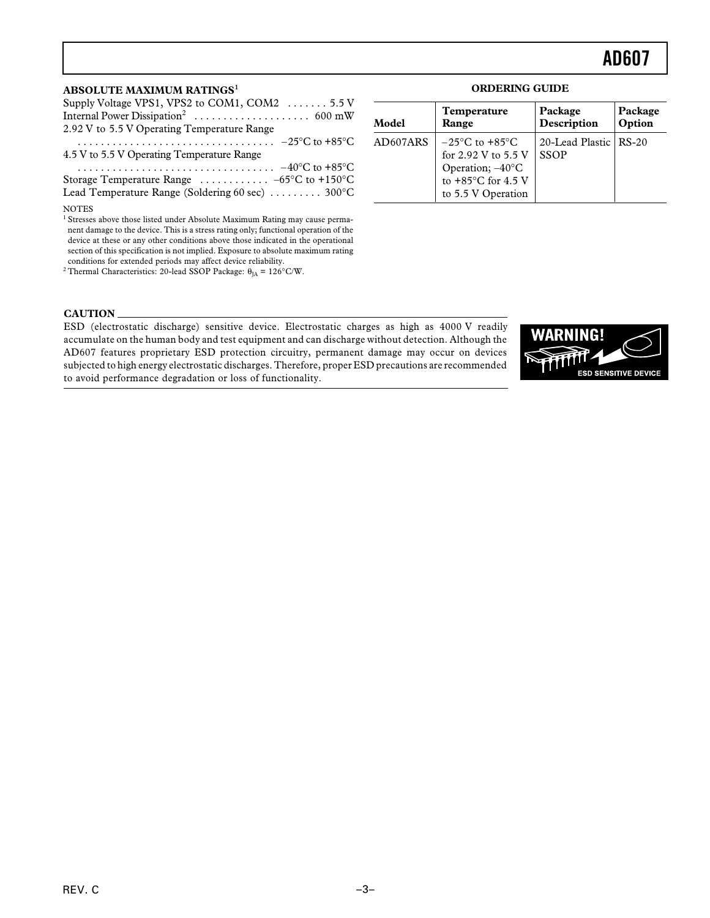## ABSOLUTE MAXIMUM RATINGS[1]

Supply Voltage VPS1, VPS2 to COM1, COM2 . . . . . . . 5.5 V
Internal Power Dissipation[2] . . . . . . . . . . . . . . . . . . . . 600 mW
2.92 V to 5.5 V Operating Temperature Range
. . . . . . . . . . . . . . . . . . . . . . . . . . . . . . . . . . –25°C to +85°C
4.5 V to 5.5 V Operating Temperature Range
. . . . . . . . . . . . . . . . . . . . . . . . . . . . . . . . . . –40°C to +85°C
Storage Temperature Range . . . . . . . . . . . . –65°C to +150°C
Lead Temperature Range (Soldering 60 sec) . . . . . . . . . 300°C

NOTES

[1] Stresses above those listed under Absolute Maximum Rating may cause permanent damage to the device. This is a stress rating only; functional operation of the device at these or any other conditions above those indicated in the operational section of this specification is not implied. Exposure to absolute maximum rating conditions for extended periods may affect device reliability.

[2] Thermal Characteristics: 20-lead SSOP Package: $\theta_{JA}$ = 126°C/W.

## ORDERING GUIDE

| Model | Temperature Range | Package Description | Package Option |
|---|---|---|---|
| AD607ARS | –25°C to +85°C for 2.92 V to 5.5 V Operation; –40°C to +85°C for 4.5 V to 5.5 V Operation | 20-Lead Plastic SSOP | RS-20 |

**CAUTION**

ESD (electrostatic discharge) sensitive device. Electrostatic charges as high as 4000 V readily accumulate on the human body and test equipment and can discharge without detection. Although the AD607 features proprietary ESD protection circuitry, permanent damage may occur on devices subjected to high energy electrostatic discharges. Therefore, proper ESD precautions are recommended to avoid performance degradation or loss of functionality.

WARNING!
ESD SENSITIVE DEVICE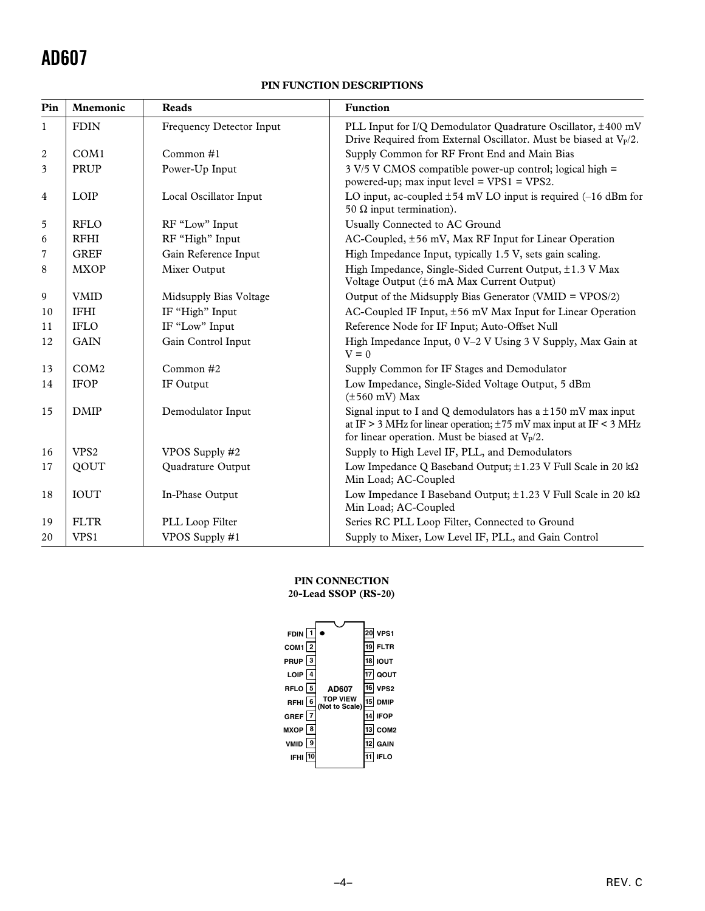## PIN FUNCTION DESCRIPTIONS

| Pin | Mnemonic | Reads | Function |
|---|---|---|---|
| 1 | FDIN | Frequency Detector Input | PLL Input for I/Q Demodulator Quadrature Oscillator, ±400 mV Drive Required from External Oscillator. Must be biased at $V_P/2$. |
| 2 | COM1 | Common #1 | Supply Common for RF Front End and Main Bias |
| 3 | PRUP | Power-Up Input | 3 V/5 V CMOS compatible power-up control; logical high = powered-up; max input level = VPS1 = VPS2. |
| 4 | LOIP | Local Oscillator Input | LO input, ac-coupled ±54 mV LO input is required (–16 dBm for 50 Ω input termination). |
| 5 | RFLO | RF "Low" Input | Usually Connected to AC Ground |
| 6 | RFHI | RF "High" Input | AC-Coupled, ±56 mV, Max RF Input for Linear Operation |
| 7 | GREF | Gain Reference Input | High Impedance Input, typically 1.5 V, sets gain scaling. |
| 8 | MXOP | Mixer Output | High Impedance, Single-Sided Current Output, ±1.3 V Max Voltage Output (±6 mA Max Current Output) |
| 9 | VMID | Midsupply Bias Voltage | Output of the Midsupply Bias Generator (VMID = VPOS/2) |
| 10 | IFHI | IF "High" Input | AC-Coupled IF Input, ±56 mV Max Input for Linear Operation |
| 11 | IFLO | IF "Low" Input | Reference Node for IF Input; Auto-Offset Null |
| 12 | GAIN | Gain Control Input | High Impedance Input, 0 V–2 V Using 3 V Supply, Max Gain at V = 0 |
| 13 | COM2 | Common #2 | Supply Common for IF Stages and Demodulator |
| 14 | IFOP | IF Output | Low Impedance, Single-Sided Voltage Output, 5 dBm (±560 mV) Max |
| 15 | DMIP | Demodulator Input | Signal input to I and Q demodulators has a ±150 mV max input at IF > 3 MHz for linear operation; ±75 mV max input at IF < 3 MHz for linear operation. Must be biased at $V_P/2$. |
| 16 | VPS2 | VPOS Supply #2 | Supply to High Level IF, PLL, and Demodulators |
| 17 | QOUT | Quadrature Output | Low Impedance Q Baseband Output; ±1.23 V Full Scale in 20 kΩ Min Load; AC-Coupled |
| 18 | IOUT | In-Phase Output | Low Impedance I Baseband Output; ±1.23 V Full Scale in 20 kΩ Min Load; AC-Coupled |
| 19 | FLTR | PLL Loop Filter | Series RC PLL Loop Filter, Connected to Ground |
| 20 | VPS1 | VPOS Supply #1 | Supply to Mixer, Low Level IF, PLL, and Gain Control |

## PIN CONNECTION
**20-Lead SSOP (RS-20)**

| Pin | Name | | Pin | Name |
|---|---|---|---|---|
| 1 | FDIN | | 20 | VPS1 |
| 2 | COM1 | | 19 | FLTR |
| 3 | PRUP | | 18 | IOUT |
| 4 | LOIP | | 17 | QOUT |
| 5 | RFLO | AD607 | 16 | VPS2 |
| 6 | RFHI | TOP VIEW (Not to Scale) | 15 | DMIP |
| 7 | GREF | | 14 | IFOP |
| 8 | MXOP | | 13 | COM2 |
| 9 | VMID | | 12 | GAIN |
| 10 | IFHI | | 11 | IFLO |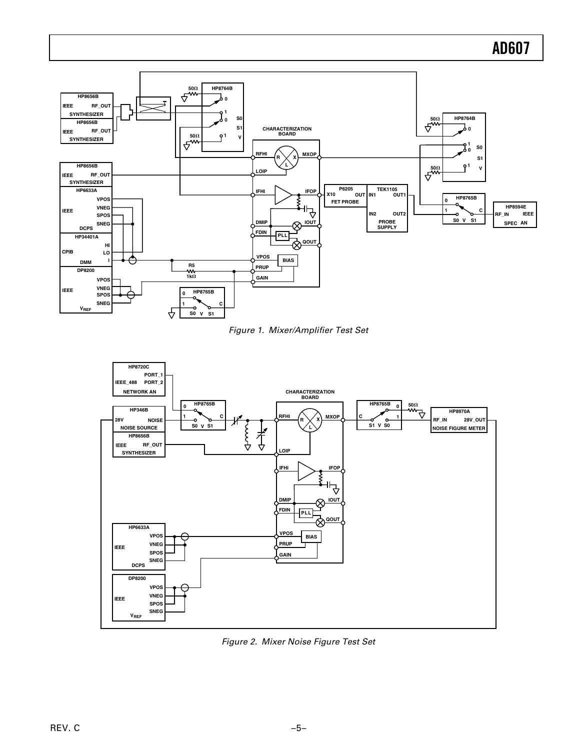Figure 1. Mixer/Amplifier Test Set

Figure 2. Mixer Noise Figure Test Set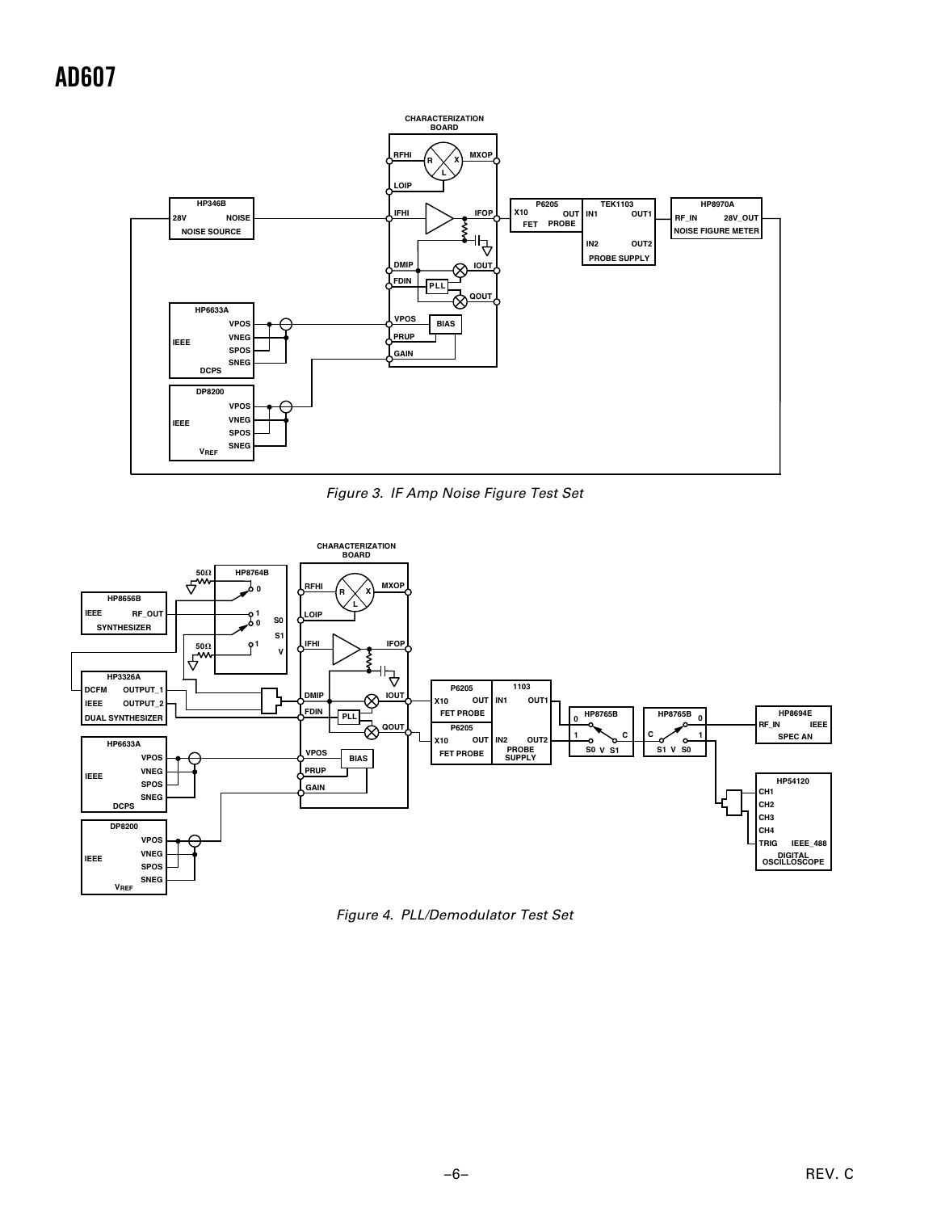Figure 3. IF Amp Noise Figure Test Set

Figure 4. PLL/Demodulator Test Set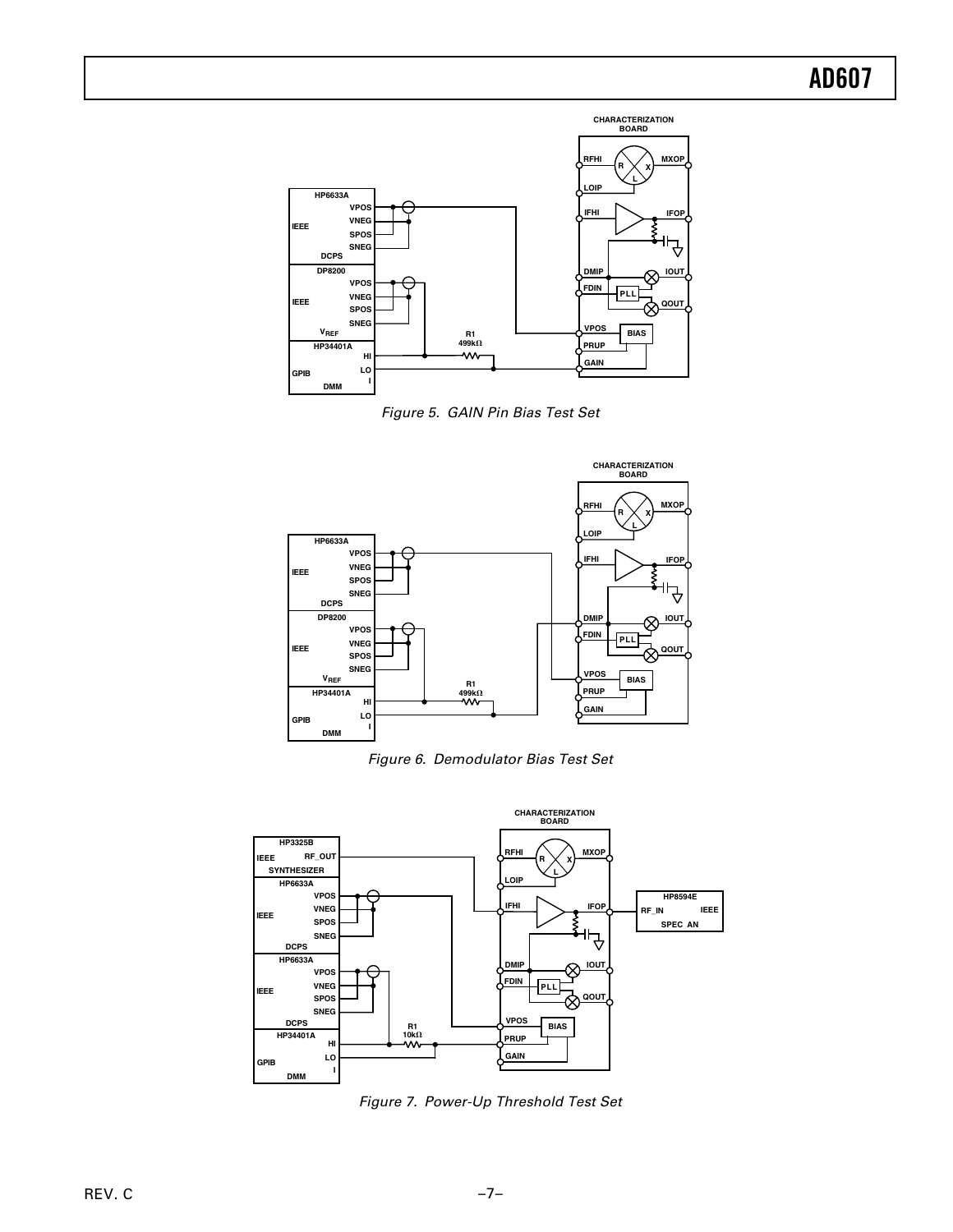Figure 5. GAIN Pin Bias Test Set

Figure 6. Demodulator Bias Test Set

Figure 7. Power-Up Threshold Test Set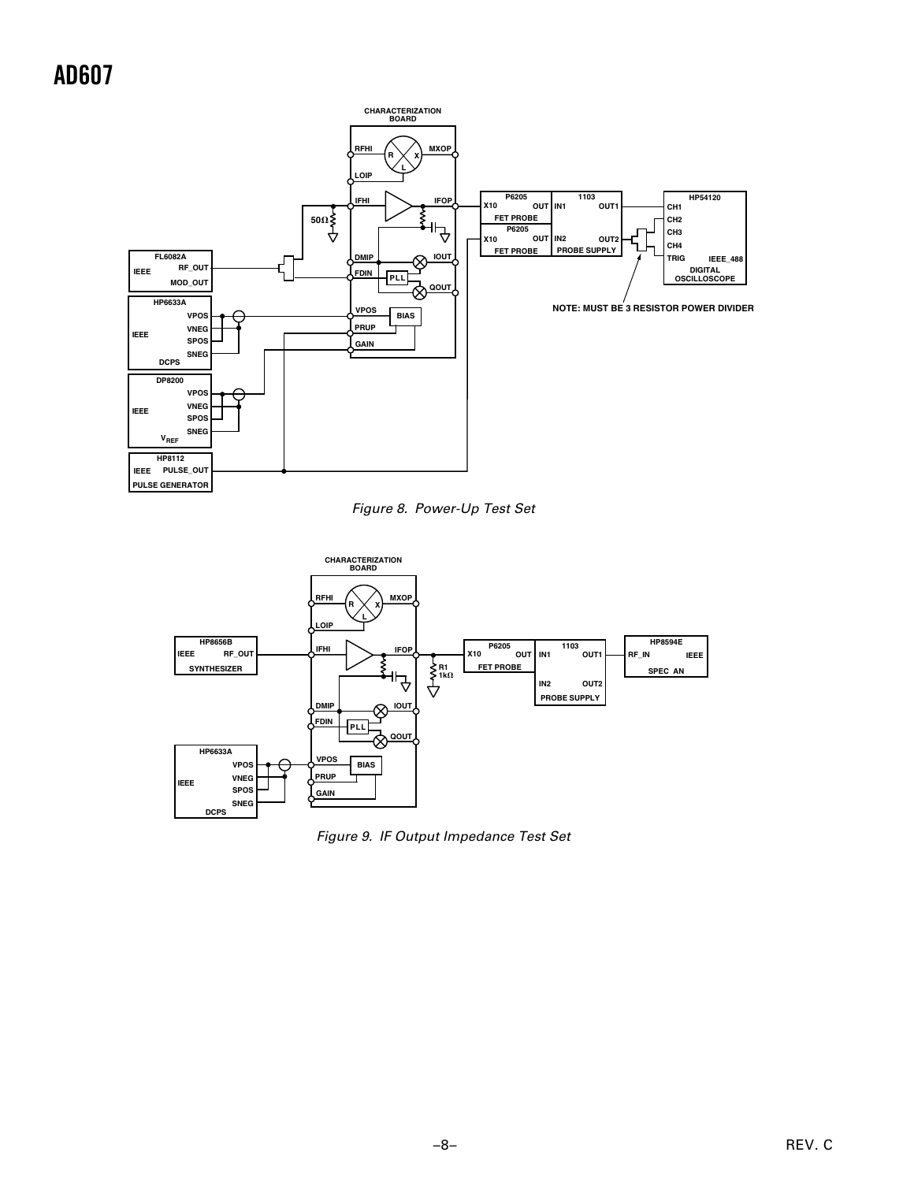Figure 8. Power-Up Test Set

Figure 9. IF Output Impedance Test Set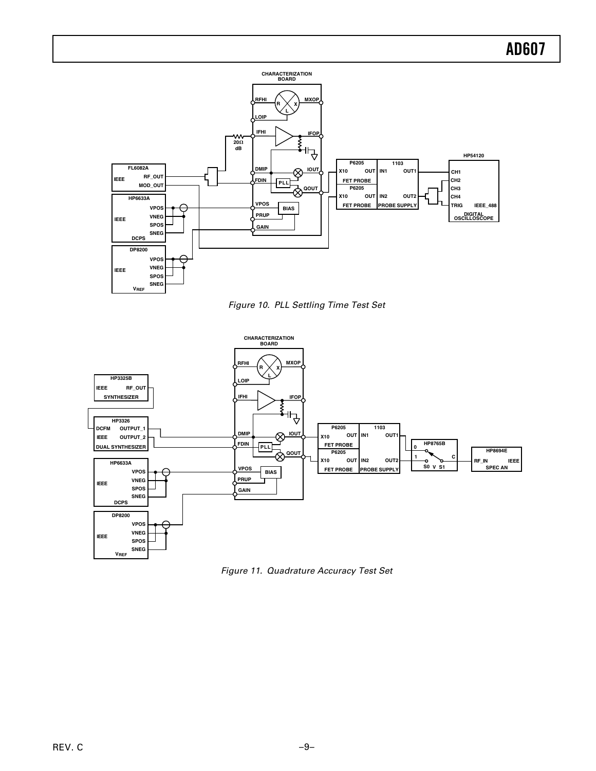Figure 10. PLL Settling Time Test Set

Figure 11. Quadrature Accuracy Test Set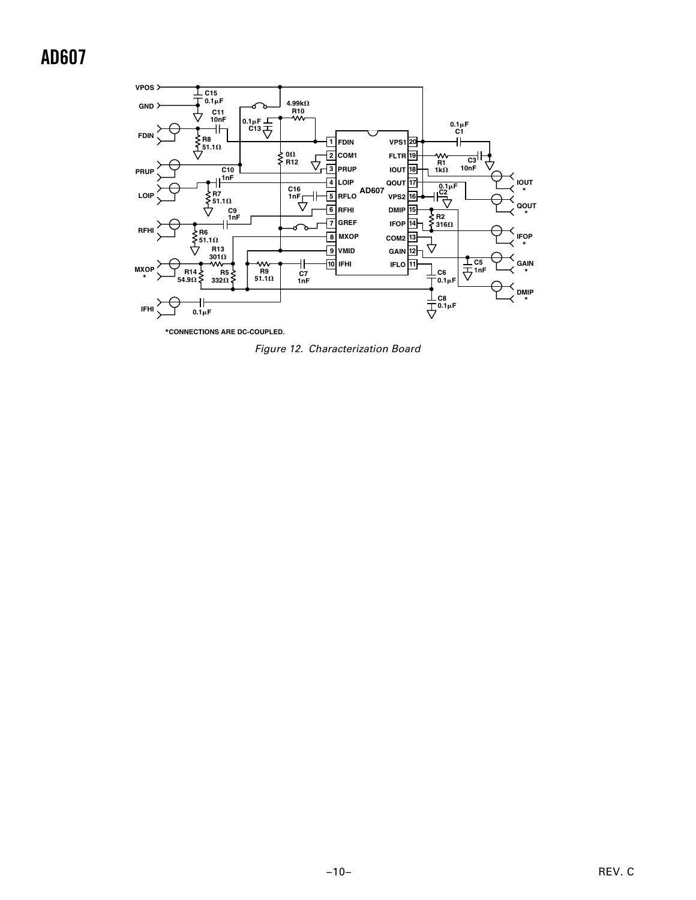VPOS

GND

FDIN

PRUP

LOIP

RFHI

MXOP
*

IFHI

C15
0.1µF

C11
10nF

R8
51.1Ω

C10
1nF

R7
51.1Ω

C9
1nF

R6
51.1Ω

R13
301Ω

R14
54.9Ω

R5
332Ω

R9
51.1Ω

C7
1nF

0.1µF

0.1µF
C13

4.99kΩ
R10

0Ω
R12

C16
1nF

1 FDIN
2 COM1
3 PRUP
4 LOIP
5 RFLO
6 RFHI
7 GREF
8 MXOP
9 VMID
10 IFHI

AD607

VPS1 20
FLTR 19
IOUT 18
QOUT 17
VPS2 16
DMIP 15
IFOP 14
COM2 13
GAIN 12
IFLO 11

0.1µF
C1

R1
1kΩ

C3
10nF

0.1µF
C2

R2
316Ω

C5
1nF

C6
0.1µF

C8
0.1µF

IOUT
*

QOUT
*

IFOP
*

GAIN
*

DMIP
*

*CONNECTIONS ARE DC-COUPLED.

*Figure 12. Characterization Board*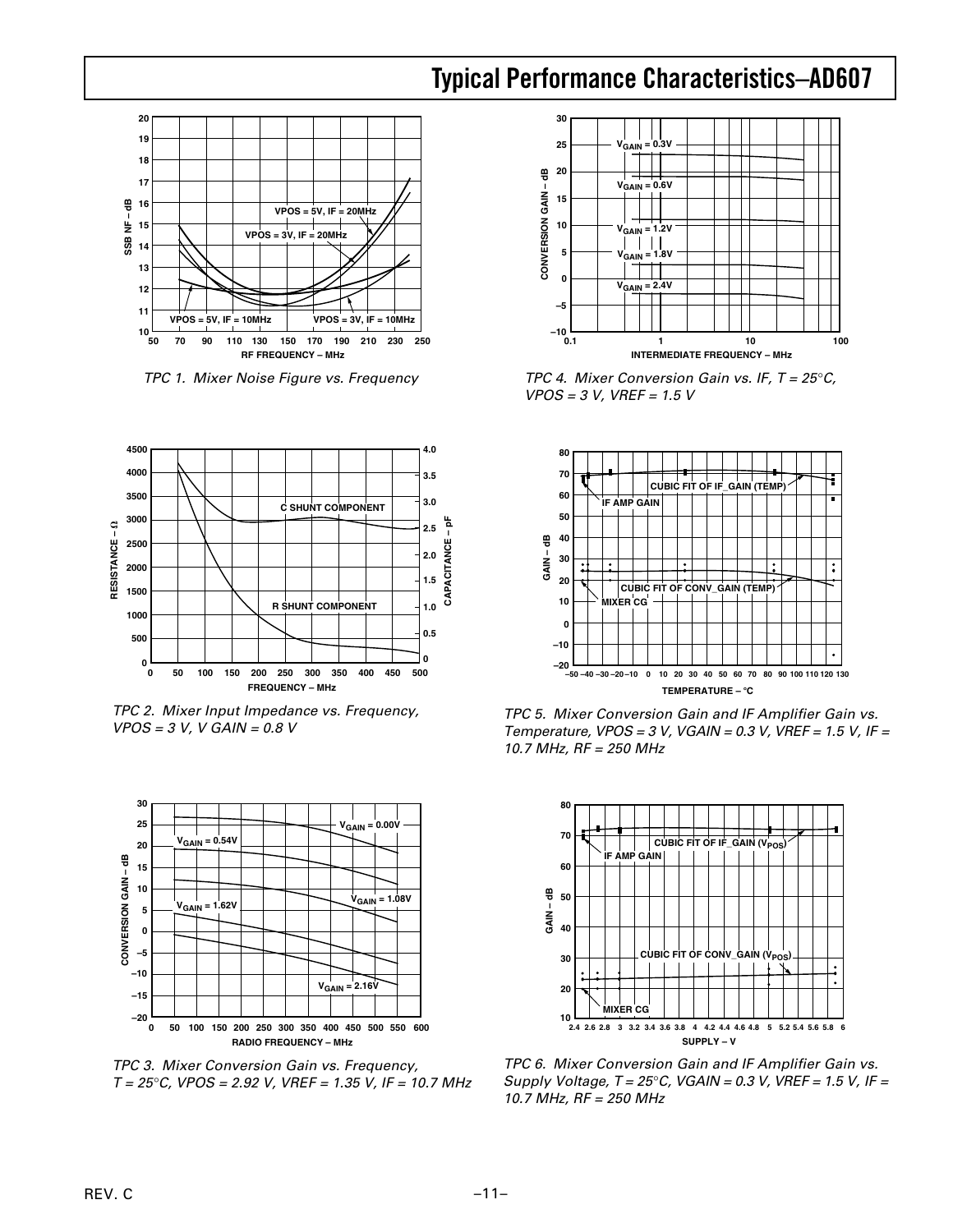# Typical Performance Characteristics–AD607

TPC 1. Mixer Noise Figure vs. Frequency

TPC 2. Mixer Input Impedance vs. Frequency, VPOS = 3 V, V GAIN = 0.8 V

TPC 3. Mixer Conversion Gain vs. Frequency, T = 25°C, VPOS = 2.92 V, VREF = 1.35 V, IF = 10.7 MHz

TPC 4. Mixer Conversion Gain vs. IF, T = 25°C, VPOS = 3 V, VREF = 1.5 V

TPC 5. Mixer Conversion Gain and IF Amplifier Gain vs. Temperature, VPOS = 3 V, VGAIN = 0.3 V, VREF = 1.5 V, IF = 10.7 MHz, RF = 250 MHz

TPC 6. Mixer Conversion Gain and IF Amplifier Gain vs. Supply Voltage, T = 25°C, VGAIN = 0.3 V, VREF = 1.5 V, IF = 10.7 MHz, RF = 250 MHz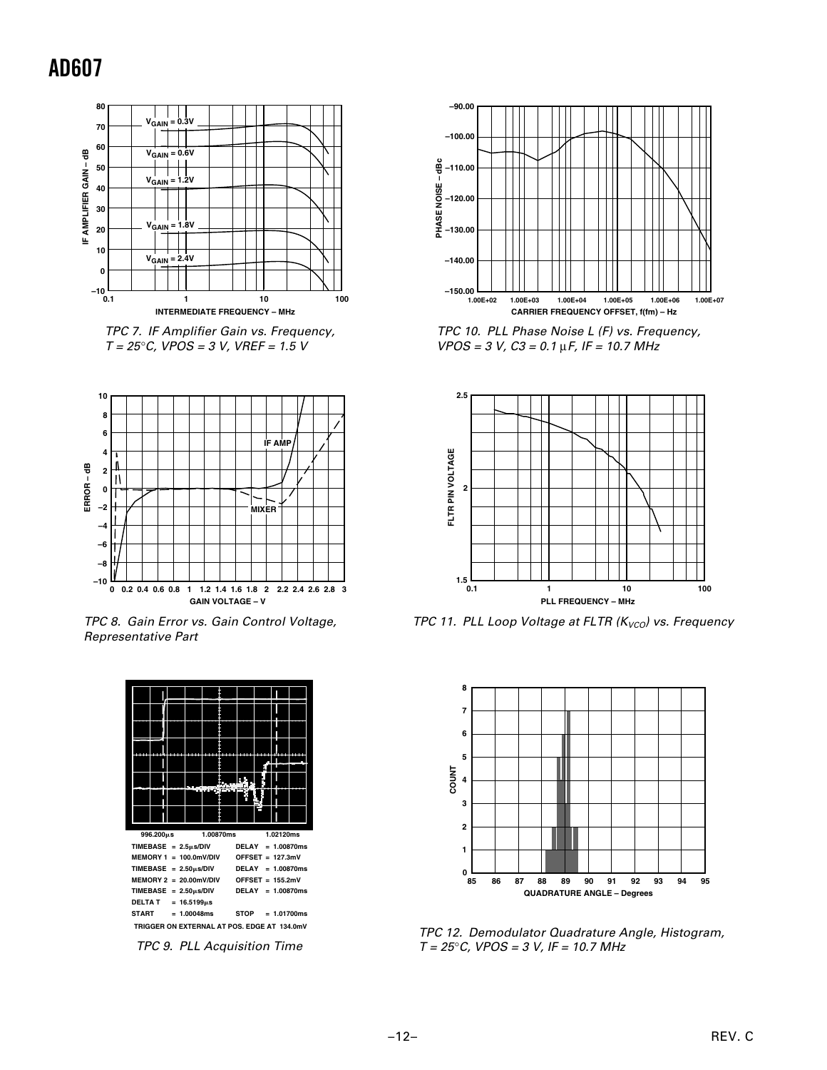TPC 7. IF Amplifier Gain vs. Frequency, $T = 25°C$, $VPOS = 3\ V$, $VREF = 1.5\ V$

TPC 10. PLL Phase Noise L (F) vs. Frequency, $VPOS = 3\ V$, $C3 = 0.1\ \mu F$, $IF = 10.7\ MHz$

TPC 8. Gain Error vs. Gain Control Voltage, Representative Part

TPC 11. PLL Loop Voltage at FLTR ($K_{VCO}$) vs. Frequency

996.200µs 1.00870ms 1.02120ms

TIMEBASE = 2.5µs/DIV DELAY = 1.00870ms
MEMORY 1 = 100.0mV/DIV OFFSET = 127.3mV
TIMEBASE = 2.50µs/DIV DELAY = 1.00870ms
MEMORY 2 = 20.00mV/DIV OFFSET = 155.2mV
TIMEBASE = 2.50µs/DIV DELAY = 1.00870ms
DELTA T = 16.5199µs
START = 1.00048ms STOP = 1.01700ms
TRIGGER ON EXTERNAL AT POS. EDGE AT 134.0mV

TPC 9. PLL Acquisition Time

TPC 12. Demodulator Quadrature Angle, Histogram, $T = 25°C$, $VPOS = 3\ V$, $IF = 10.7\ MHz$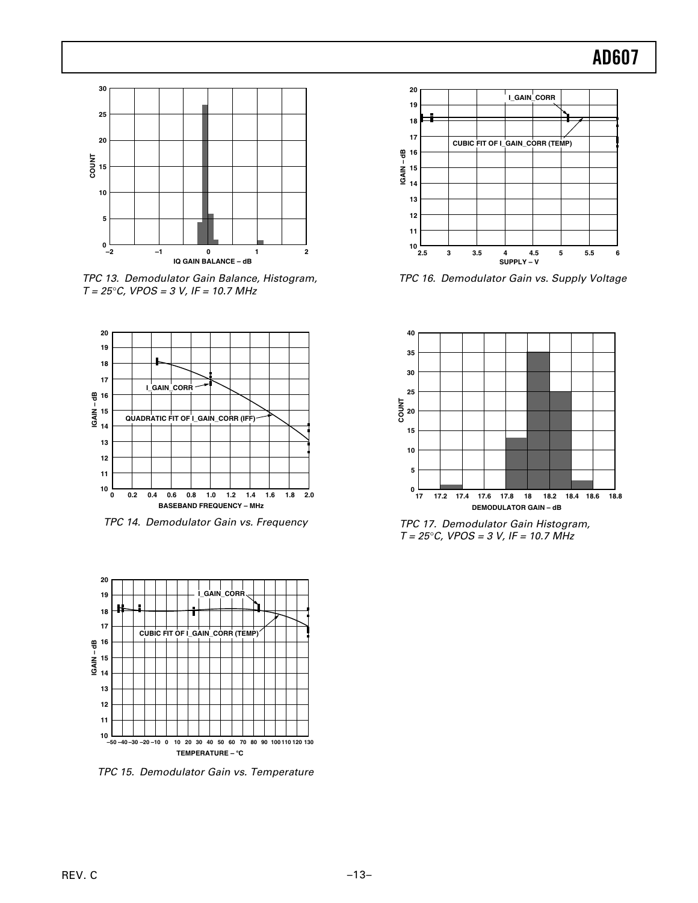TPC 13. Demodulator Gain Balance, Histogram, T = 25°C, VPOS = 3 V, IF = 10.7 MHz

TPC 14. Demodulator Gain vs. Frequency

TPC 15. Demodulator Gain vs. Temperature

TPC 16. Demodulator Gain vs. Supply Voltage

TPC 17. Demodulator Gain Histogram, T = 25°C, VPOS = 3 V, IF = 10.7 MHz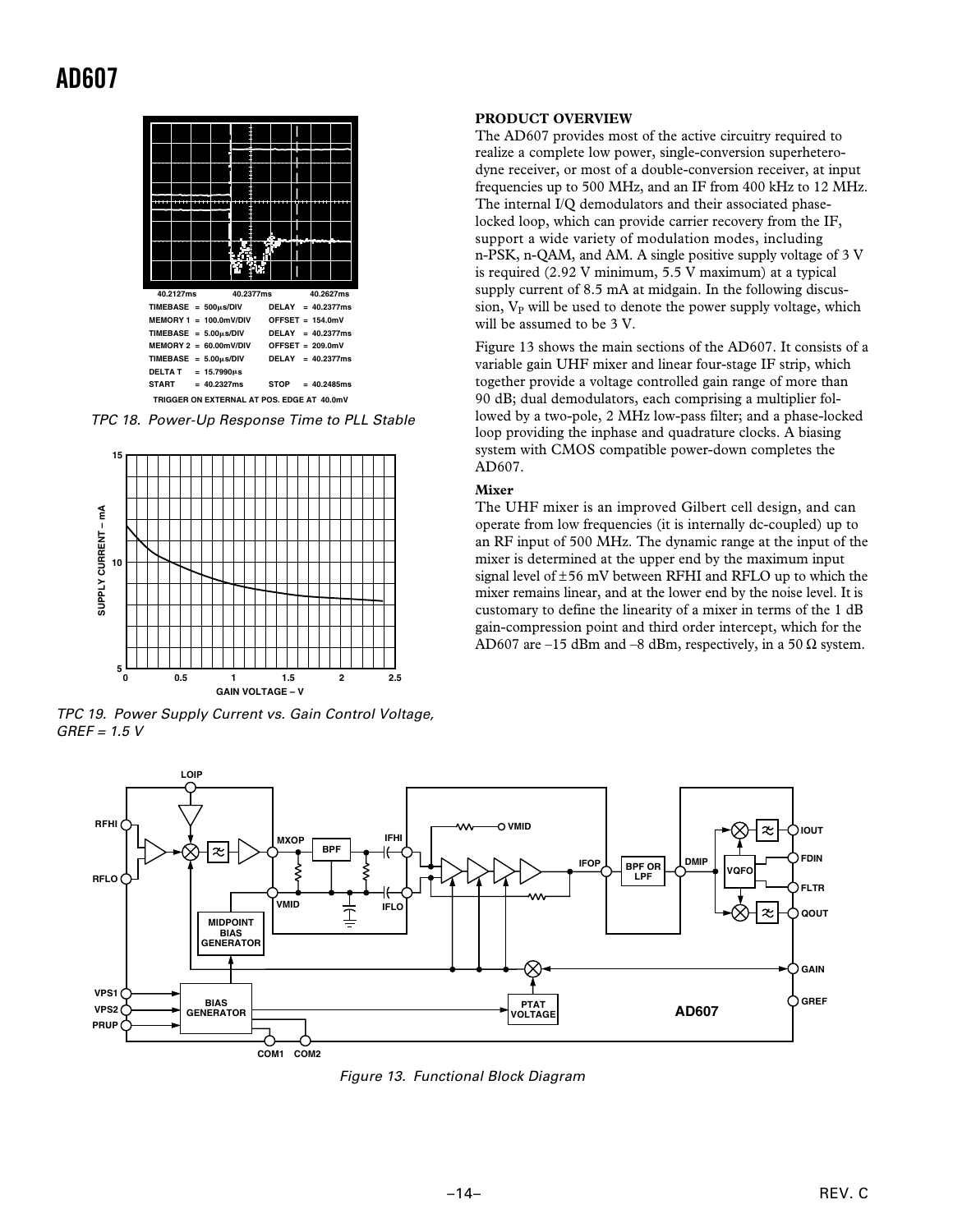40.2127ms 40.2377ms 40.2627ms

TIMEBASE = 500µs/DIV DELAY = 40.2377ms
MEMORY 1 = 100.0mV/DIV OFFSET = 154.0mV
TIMEBASE = 5.00µs/DIV DELAY = 40.2377ms
MEMORY 2 = 60.00mV/DIV OFFSET = 209.0mV
TIMEBASE = 5.00µs/DIV DELAY = 40.2377ms
DELTA T = 15.7990µs
START = 40.2327ms STOP = 40.2485ms
TRIGGER ON EXTERNAL AT POS. EDGE AT 40.0mV

*TPC 18. Power-Up Response Time to PLL Stable*

*TPC 19. Power Supply Current vs. Gain Control Voltage, GREF = 1.5 V*

**PRODUCT OVERVIEW**

The AD607 provides most of the active circuitry required to realize a complete low power, single-conversion superheterodyne receiver, or most of a double-conversion receiver, at input frequencies up to 500 MHz, and an IF from 400 kHz to 12 MHz. The internal I/Q demodulators and their associated phase-locked loop, which can provide carrier recovery from the IF, support a wide variety of modulation modes, including n-PSK, n-QAM, and AM. A single positive supply voltage of 3 V is required (2.92 V minimum, 5.5 V maximum) at a typical supply current of 8.5 mA at midgain. In the following discussion, $V_P$ will be used to denote the power supply voltage, which will be assumed to be 3 V.

Figure 13 shows the main sections of the AD607. It consists of a variable gain UHF mixer and linear four-stage IF strip, which together provide a voltage controlled gain range of more than 90 dB; dual demodulators, each comprising a multiplier followed by a two-pole, 2 MHz low-pass filter; and a phase-locked loop providing the inphase and quadrature clocks. A biasing system with CMOS compatible power-down completes the AD607.

**Mixer**

The UHF mixer is an improved Gilbert cell design, and can operate from low frequencies (it is internally dc-coupled) up to an RF input of 500 MHz. The dynamic range at the input of the mixer is determined at the upper end by the maximum input signal level of ±56 mV between RFHI and RFLO up to which the mixer remains linear, and at the lower end by the noise level. It is customary to define the linearity of a mixer in terms of the 1 dB gain-compression point and third order intercept, which for the AD607 are –15 dBm and –8 dBm, respectively, in a 50 Ω system.

*Figure 13. Functional Block Diagram*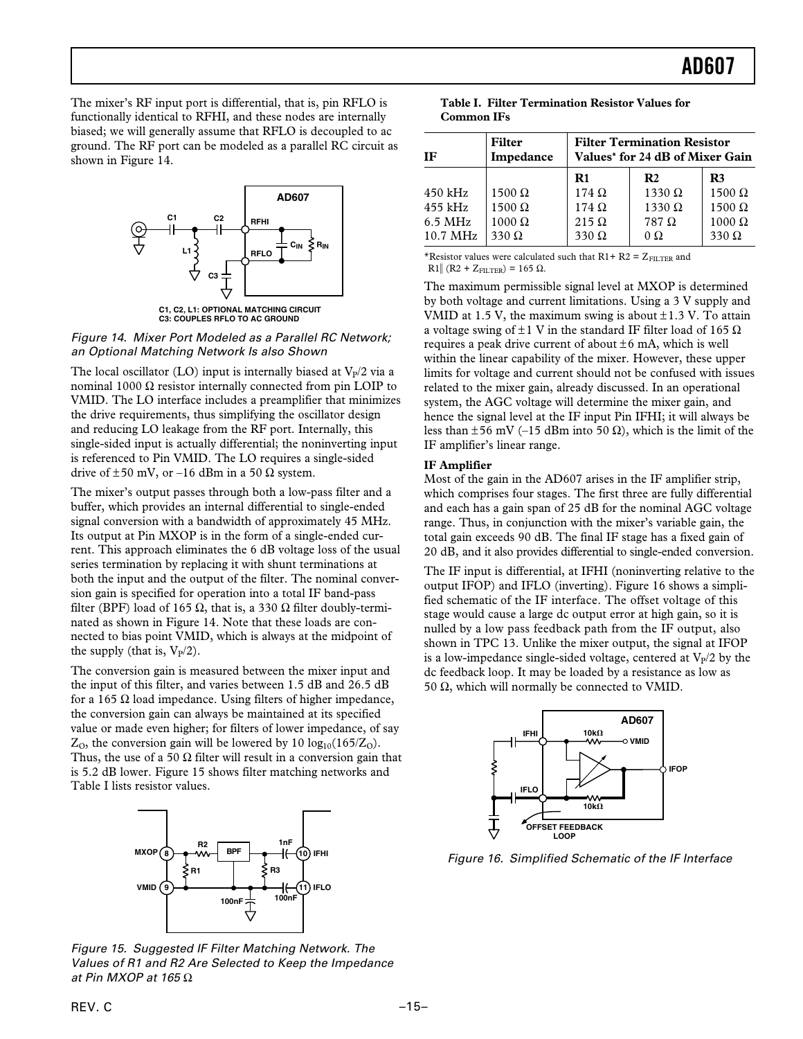The mixer's RF input port is differential, that is, pin RFLO is functionally identical to RFHI, and these nodes are internally biased; we will generally assume that RFLO is decoupled to ac ground. The RF port can be modeled as a parallel RC circuit as shown in Figure 14.

C1, C2, L1: OPTIONAL MATCHING CIRCUIT
C3: COUPLES RFLO TO AC GROUND

*Figure 14. Mixer Port Modeled as a Parallel RC Network; an Optional Matching Network Is also Shown*

The local oscillator (LO) input is internally biased at $V_P/2$ via a nominal 1000 Ω resistor internally connected from pin LOIP to VMID. The LO interface includes a preamplifier that minimizes the drive requirements, thus simplifying the oscillator design and reducing LO leakage from the RF port. Internally, this single-sided input is actually differential; the noninverting input is referenced to Pin VMID. The LO requires a single-sided drive of ±50 mV, or –16 dBm in a 50 Ω system.

The mixer's output passes through both a low-pass filter and a buffer, which provides an internal differential to single-ended signal conversion with a bandwidth of approximately 45 MHz. Its output at Pin MXOP is in the form of a single-ended current. This approach eliminates the 6 dB voltage loss of the usual series termination by replacing it with shunt terminations at both the input and the output of the filter. The nominal conversion gain is specified for operation into a total IF band-pass filter (BPF) load of 165 Ω, that is, a 330 Ω filter doubly-terminated as shown in Figure 14. Note that these loads are connected to bias point VMID, which is always at the midpoint of the supply (that is, $V_P/2$).

The conversion gain is measured between the mixer input and the input of this filter, and varies between 1.5 dB and 26.5 dB for a 165 Ω load impedance. Using filters of higher impedance, the conversion gain can always be maintained at its specified value or made even higher; for filters of lower impedance, of say $Z_O$, the conversion gain will be lowered by $10 \log_{10}(165/Z_O)$. Thus, the use of a 50 Ω filter will result in a conversion gain that is 5.2 dB lower. Figure 15 shows filter matching networks and Table I lists resistor values.

*Figure 15. Suggested IF Filter Matching Network. The Values of R1 and R2 Are Selected to Keep the Impedance at Pin MXOP at 165 Ω*

**Table I. Filter Termination Resistor Values for Common IFs**

| IF | Filter Impedance | Filter Termination Resistor Values* for 24 dB of Mixer Gain | | |
|---|---|---|---|---|
| | | **R1** | **R2** | **R3** |
| 450 kHz | 1500 Ω | 174 Ω | 1330 Ω | 1500 Ω |
| 455 kHz | 1500 Ω | 174 Ω | 1330 Ω | 1500 Ω |
| 6.5 MHz | 1000 Ω | 215 Ω | 787 Ω | 1000 Ω |
| 10.7 MHz | 330 Ω | 330 Ω | 0 Ω | 330 Ω |

*Resistor values were calculated such that $R1 + R2 = Z_{FILTER}$ and $R1 \| (R2 + Z_{FILTER}) = 165$ Ω.

The maximum permissible signal level at MXOP is determined by both voltage and current limitations. Using a 3 V supply and VMID at 1.5 V, the maximum swing is about ±1.3 V. To attain a voltage swing of ±1 V in the standard IF filter load of 165 Ω requires a peak drive current of about ±6 mA, which is well within the linear capability of the mixer. However, these upper limits for voltage and current should not be confused with issues related to the mixer gain, already discussed. In an operational system, the AGC voltage will determine the mixer gain, and hence the signal level at the IF input Pin IFHI; it will always be less than ±56 mV (–15 dBm into 50 Ω), which is the limit of the IF amplifier's linear range.

### IF Amplifier

Most of the gain in the AD607 arises in the IF amplifier strip, which comprises four stages. The first three are fully differential and each has a gain span of 25 dB for the nominal AGC voltage range. Thus, in conjunction with the mixer's variable gain, the total gain exceeds 90 dB. The final IF stage has a fixed gain of 20 dB, and it also provides differential to single-ended conversion.

The IF input is differential, at IFHI (noninverting relative to the output IFOP) and IFLO (inverting). Figure 16 shows a simplified schematic of the IF interface. The offset voltage of this stage would cause a large dc output error at high gain, so it is nulled by a low pass feedback path from the IF output, also shown in TPC 13. Unlike the mixer output, the signal at IFOP is a low-impedance single-sided voltage, centered at $V_P/2$ by the dc feedback loop. It may be loaded by a resistance as low as 50 Ω, which will normally be connected to VMID.

*Figure 16. Simplified Schematic of the IF Interface*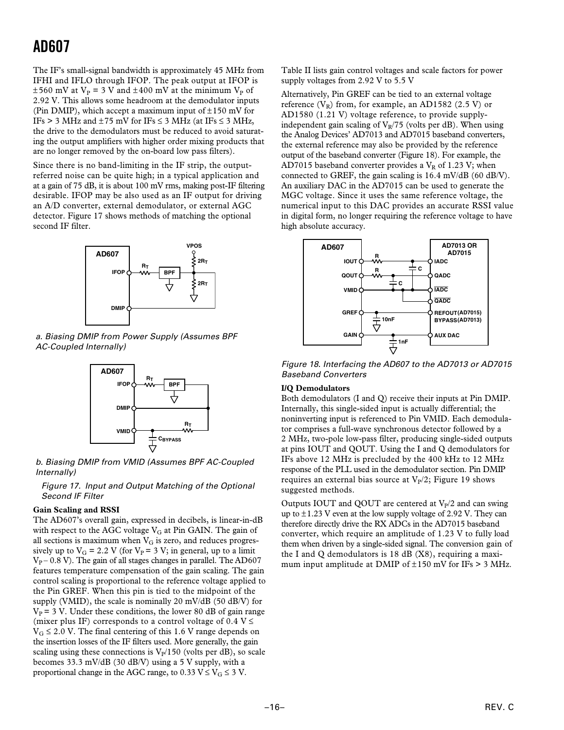The IF's small-signal bandwidth is approximately 45 MHz from IFHI and IFLO through IFOP. The peak output at IFOP is ±560 mV at $V_P$ = 3 V and ±400 mV at the minimum $V_P$ of 2.92 V. This allows some headroom at the demodulator inputs (Pin DMIP), which accept a maximum input of ±150 mV for IFs > 3 MHz and ±75 mV for IFs ≤ 3 MHz (at IFs ≤ 3 MHz, the drive to the demodulators must be reduced to avoid saturating the output amplifiers with higher order mixing products that are no longer removed by the on-board low pass filters).

Since there is no band-limiting in the IF strip, the output-referred noise can be quite high; in a typical application and at a gain of 75 dB, it is about 100 mV rms, making post-IF filtering desirable. IFOP may be also used as an IF output for driving an A/D converter, external demodulator, or external AGC detector. Figure 17 shows methods of matching the optional second IF filter.

*a. Biasing DMIP from Power Supply (Assumes BPF AC-Coupled Internally)*

*b. Biasing DMIP from VMID (Assumes BPF AC-Coupled Internally)*

*Figure 17. Input and Output Matching of the Optional Second IF Filter*

**Gain Scaling and RSSI**

The AD607's overall gain, expressed in decibels, is linear-in-dB with respect to the AGC voltage $V_G$ at Pin GAIN. The gain of all sections is maximum when $V_G$ is zero, and reduces progressively up to $V_G$ = 2.2 V (for $V_P$ = 3 V; in general, up to a limit $V_P$ – 0.8 V). The gain of all stages changes in parallel. The AD607 features temperature compensation of the gain scaling. The gain control scaling is proportional to the reference voltage applied to the Pin GREF. When this pin is tied to the midpoint of the supply (VMID), the scale is nominally 20 mV/dB (50 dB/V) for $V_P$ = 3 V. Under these conditions, the lower 80 dB of gain range (mixer plus IF) corresponds to a control voltage of 0.4 V ≤ $V_G$ ≤ 2.0 V. The final centering of this 1.6 V range depends on the insertion losses of the IF filters used. More generally, the gain scaling using these connections is $V_P$/150 (volts per dB), so scale becomes 33.3 mV/dB (30 dB/V) using a 5 V supply, with a proportional change in the AGC range, to 0.33 V ≤ $V_G$ ≤ 3 V.

Table II lists gain control voltages and scale factors for power supply voltages from 2.92 V to 5.5 V

Alternatively, Pin GREF can be tied to an external voltage reference ($V_R$) from, for example, an AD1582 (2.5 V) or AD1580 (1.21 V) voltage reference, to provide supply-independent gain scaling of $V_R$/75 (volts per dB). When using the Analog Devices' AD7013 and AD7015 baseband converters, the external reference may also be provided by the reference output of the baseband converter (Figure 18). For example, the AD7015 baseband converter provides a $V_R$ of 1.23 V; when connected to GREF, the gain scaling is 16.4 mV/dB (60 dB/V). An auxiliary DAC in the AD7015 can be used to generate the MGC voltage. Since it uses the same reference voltage, the numerical input to this DAC provides an accurate RSSI value in digital form, no longer requiring the reference voltage to have high absolute accuracy.

*Figure 18. Interfacing the AD607 to the AD7013 or AD7015 Baseband Converters*

**I/Q Demodulators**

Both demodulators (I and Q) receive their inputs at Pin DMIP. Internally, this single-sided input is actually differential; the noninverting input is referenced to Pin VMID. Each demodulator comprises a full-wave synchronous detector followed by a 2 MHz, two-pole low-pass filter, producing single-sided outputs at pins IOUT and QOUT. Using the I and Q demodulators for IFs above 12 MHz is precluded by the 400 kHz to 12 MHz response of the PLL used in the demodulator section. Pin DMIP requires an external bias source at $V_P$/2; Figure 19 shows suggested methods.

Outputs IOUT and QOUT are centered at $V_P$/2 and can swing up to ±1.23 V even at the low supply voltage of 2.92 V. They can therefore directly drive the RX ADCs in the AD7015 baseband converter, which require an amplitude of 1.23 V to fully load them when driven by a single-sided signal. The conversion gain of the I and Q demodulators is 18 dB (X8), requiring a maximum input amplitude at DMIP of ±150 mV for IFs > 3 MHz.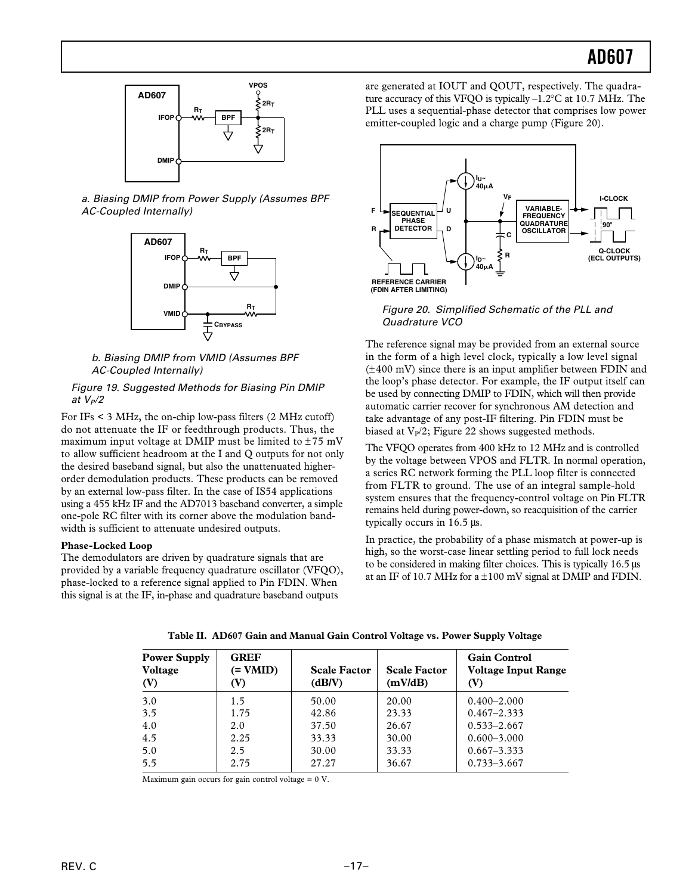a. Biasing DMIP from Power Supply (Assumes BPF AC-Coupled Internally)

b. Biasing DMIP from VMID (Assumes BPF AC-Coupled Internally)

*Figure 19. Suggested Methods for Biasing Pin DMIP at $V_P/2$*

For IFs < 3 MHz, the on-chip low-pass filters (2 MHz cutoff) do not attenuate the IF or feedthrough products. Thus, the maximum input voltage at DMIP must be limited to ±75 mV to allow sufficient headroom at the I and Q outputs for not only the desired baseband signal, but also the unattenuated higher-order demodulation products. These products can be removed by an external low-pass filter. In the case of IS54 applications using a 455 kHz IF and the AD7013 baseband converter, a simple one-pole RC filter with its corner above the modulation bandwidth is sufficient to attenuate undesired outputs.

**Phase-Locked Loop**

The demodulators are driven by quadrature signals that are provided by a variable frequency quadrature oscillator (VFQO), phase-locked to a reference signal applied to Pin FDIN. When this signal is at the IF, in-phase and quadrature baseband outputs are generated at IOUT and QOUT, respectively. The quadrature accuracy of this VFQO is typically –1.2°C at 10.7 MHz. The PLL uses a sequential-phase detector that comprises low power emitter-coupled logic and a charge pump (Figure 20).

*Figure 20. Simplified Schematic of the PLL and Quadrature VCO*

The reference signal may be provided from an external source in the form of a high level clock, typically a low level signal (±400 mV) since there is an input amplifier between FDIN and the loop's phase detector. For example, the IF output itself can be used by connecting DMIP to FDIN, which will then provide automatic carrier recover for synchronous AM detection and take advantage of any post-IF filtering. Pin FDIN must be biased at $V_P/2$; Figure 22 shows suggested methods.

The VFQO operates from 400 kHz to 12 MHz and is controlled by the voltage between VPOS and FLTR. In normal operation, a series RC network forming the PLL loop filter is connected from FLTR to ground. The use of an integral sample-hold system ensures that the frequency-control voltage on Pin FLTR remains held during power-down, so reacquisition of the carrier typically occurs in 16.5 µs.

In practice, the probability of a phase mismatch at power-up is high, so the worst-case linear settling period to full lock needs to be considered in making filter choices. This is typically 16.5 µs at an IF of 10.7 MHz for a ±100 mV signal at DMIP and FDIN.

**Table II. AD607 Gain and Manual Gain Control Voltage vs. Power Supply Voltage**

| Power Supply Voltage (V) | GREF (= VMID) (V) | Scale Factor (dB/V) | Scale Factor (mV/dB) | Gain Control Voltage Input Range (V) |
|---|---|---|---|---|
| 3.0 | 1.5 | 50.00 | 20.00 | 0.400–2.000 |
| 3.5 | 1.75 | 42.86 | 23.33 | 0.467–2.333 |
| 4.0 | 2.0 | 37.50 | 26.67 | 0.533–2.667 |
| 4.5 | 2.25 | 33.33 | 30.00 | 0.600–3.000 |
| 5.0 | 2.5 | 30.00 | 33.33 | 0.667–3.333 |
| 5.5 | 2.75 | 27.27 | 36.67 | 0.733–3.667 |

Maximum gain occurs for gain control voltage = 0 V.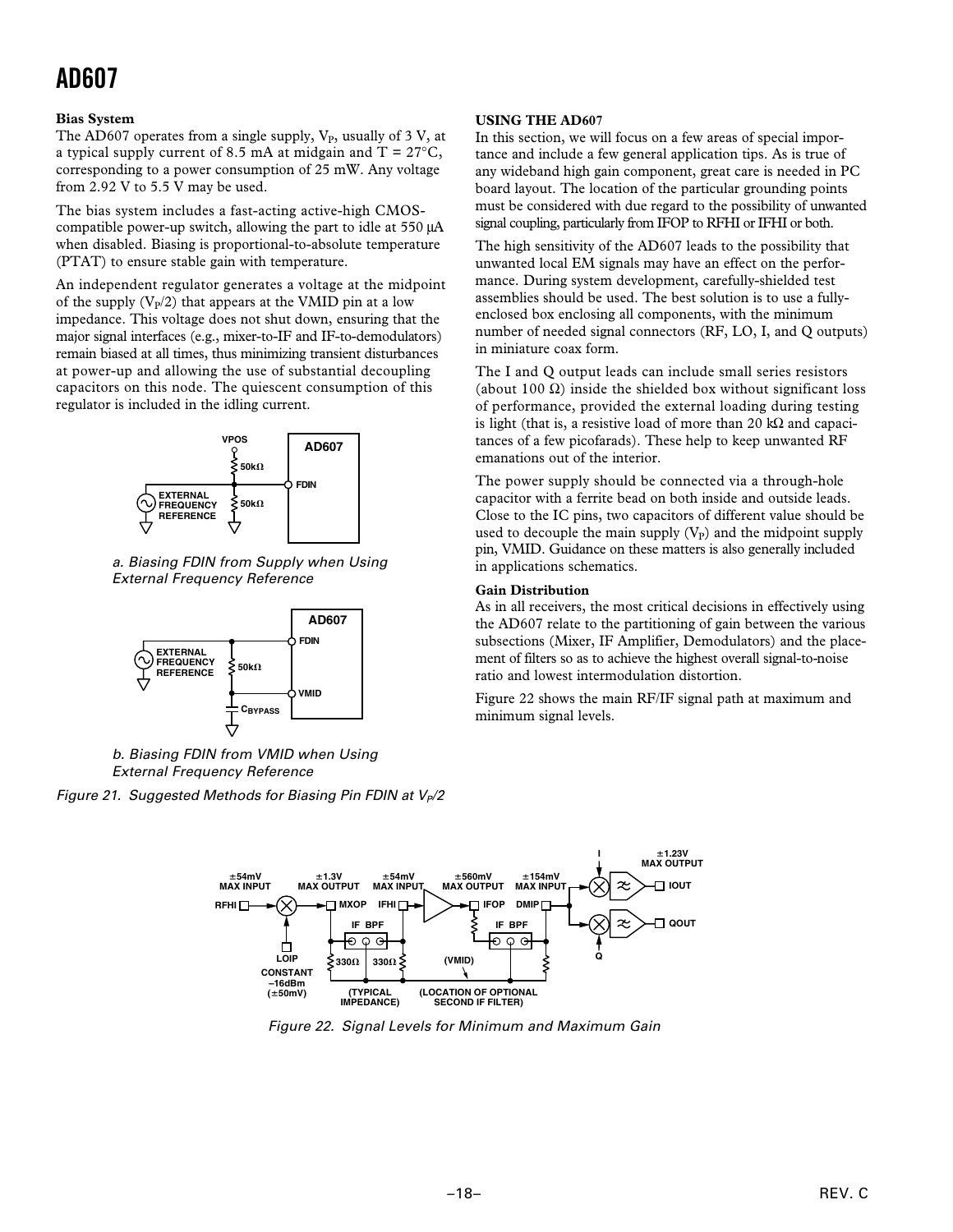### Bias System

The AD607 operates from a single supply, $V_P$, usually of 3 V, at a typical supply current of 8.5 mA at midgain and T = 27°C, corresponding to a power consumption of 25 mW. Any voltage from 2.92 V to 5.5 V may be used.

The bias system includes a fast-acting active-high CMOS-compatible power-up switch, allowing the part to idle at 550 µA when disabled. Biasing is proportional-to-absolute temperature (PTAT) to ensure stable gain with temperature.

An independent regulator generates a voltage at the midpoint of the supply ($V_P/2$) that appears at the VMID pin at a low impedance. This voltage does not shut down, ensuring that the major signal interfaces (e.g., mixer-to-IF and IF-to-demodulators) remain biased at all times, thus minimizing transient disturbances at power-up and allowing the use of substantial decoupling capacitors on this node. The quiescent consumption of this regulator is included in the idling current.

*a. Biasing FDIN from Supply when Using External Frequency Reference*

*b. Biasing FDIN from VMID when Using External Frequency Reference*

*Figure 21. Suggested Methods for Biasing Pin FDIN at $V_P/2$*

### USING THE AD607

In this section, we will focus on a few areas of special importance and include a few general application tips. As is true of any wideband high gain component, great care is needed in PC board layout. The location of the particular grounding points must be considered with due regard to the possibility of unwanted signal coupling, particularly from IFOP to RFHI or IFHI or both.

The high sensitivity of the AD607 leads to the possibility that unwanted local EM signals may have an effect on the performance. During system development, carefully-shielded test assemblies should be used. The best solution is to use a fully-enclosed box enclosing all components, with the minimum number of needed signal connectors (RF, LO, I, and Q outputs) in miniature coax form.

The I and Q output leads can include small series resistors (about 100 Ω) inside the shielded box without significant loss of performance, provided the external loading during testing is light (that is, a resistive load of more than 20 kΩ and capacitances of a few picofarads). These help to keep unwanted RF emanations out of the interior.

The power supply should be connected via a through-hole capacitor with a ferrite bead on both inside and outside leads. Close to the IC pins, two capacitors of different value should be used to decouple the main supply ($V_P$) and the midpoint supply pin, VMID. Guidance on these matters is also generally included in applications schematics.

### Gain Distribution

As in all receivers, the most critical decisions in effectively using the AD607 relate to the partitioning of gain between the various subsections (Mixer, IF Amplifier, Demodulators) and the placement of filters so as to achieve the highest overall signal-to-noise ratio and lowest intermodulation distortion.

Figure 22 shows the main RF/IF signal path at maximum and minimum signal levels.

*Figure 22. Signal Levels for Minimum and Maximum Gain*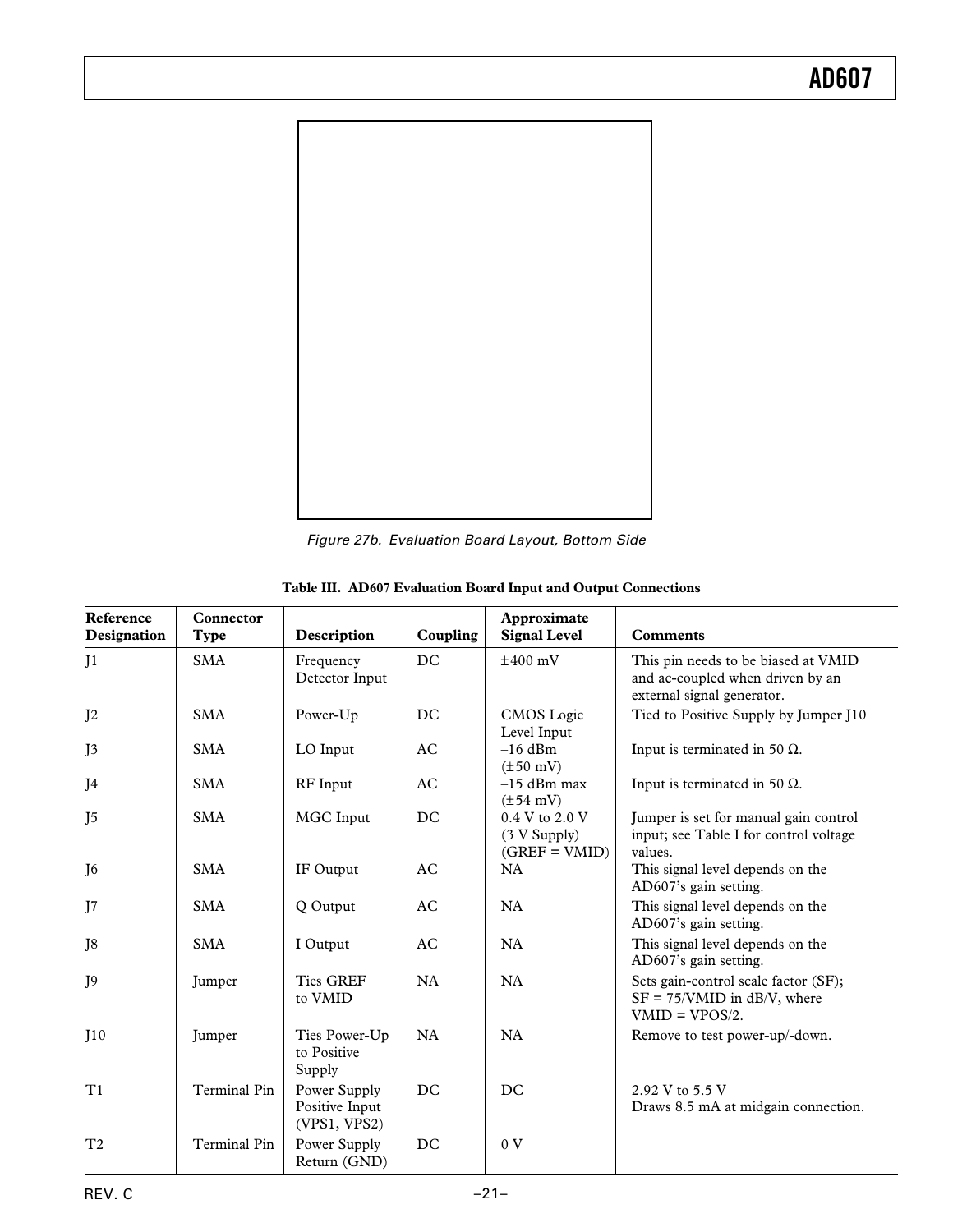Figure 27b. Evaluation Board Layout, Bottom Side

**Table III. AD607 Evaluation Board Input and Output Connections**

| Reference Designation | Connector Type | Description | Coupling | Approximate Signal Level | Comments |
|---|---|---|---|---|---|
| J1 | SMA | Frequency Detector Input | DC | ±400 mV | This pin needs to be biased at VMID and ac-coupled when driven by an external signal generator. |
| J2 | SMA | Power-Up | DC | CMOS Logic Level Input | Tied to Positive Supply by Jumper J10 |
| J3 | SMA | LO Input | AC | –16 dBm (±50 mV) | Input is terminated in 50 Ω. |
| J4 | SMA | RF Input | AC | –15 dBm max (±54 mV) | Input is terminated in 50 Ω. |
| J5 | SMA | MGC Input | DC | 0.4 V to 2.0 V (3 V Supply) (GREF = VMID) | Jumper is set for manual gain control input; see Table I for control voltage values. |
| J6 | SMA | IF Output | AC | NA | This signal level depends on the AD607's gain setting. |
| J7 | SMA | Q Output | AC | NA | This signal level depends on the AD607's gain setting. |
| J8 | SMA | I Output | AC | NA | This signal level depends on the AD607's gain setting. |
| J9 | Jumper | Ties GREF to VMID | NA | NA | Sets gain-control scale factor (SF); SF = 75/VMID in dB/V, where VMID = VPOS/2. |
| J10 | Jumper | Ties Power-Up to Positive Supply | NA | NA | Remove to test power-up/-down. |
| T1 | Terminal Pin | Power Supply Positive Input (VPS1, VPS2) | DC | DC | 2.92 V to 5.5 V Draws 8.5 mA at midgain connection. |
| T2 | Terminal Pin | Power Supply Return (GND) | DC | 0 V | |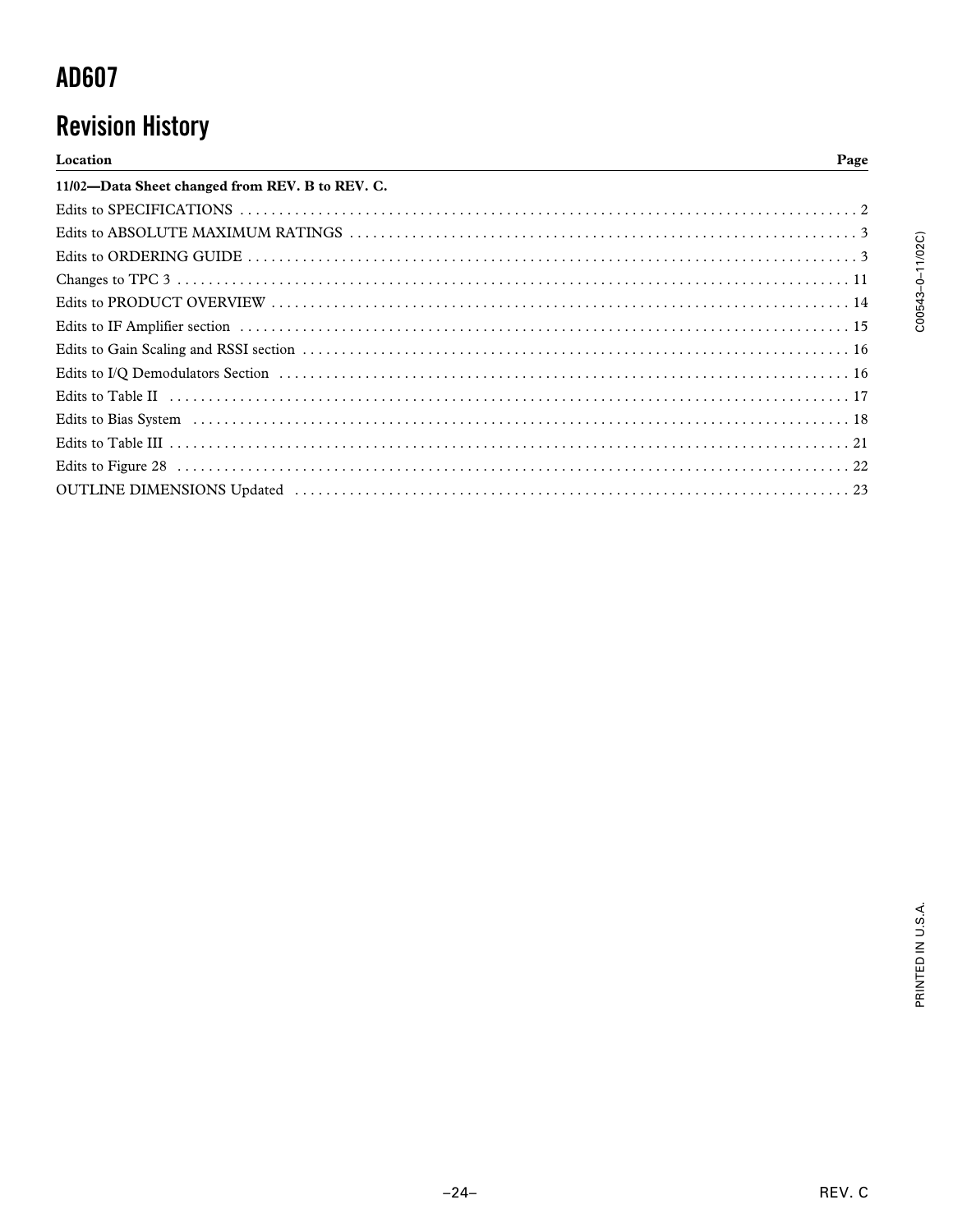# Revision History

| Location | Page |
|---|---|
| **11/02—Data Sheet changed from REV. B to REV. C.** | |
| Edits to SPECIFICATIONS | 2 |
| Edits to ABSOLUTE MAXIMUM RATINGS | 3 |
| Edits to ORDERING GUIDE | 3 |
| Changes to TPC 3 | 11 |
| Edits to PRODUCT OVERVIEW | 14 |
| Edits to IF Amplifier section | 15 |
| Edits to Gain Scaling and RSSI section | 16 |
| Edits to I/Q Demodulators Section | 16 |
| Edits to Table II | 17 |
| Edits to Bias System | 18 |
| Edits to Table III | 21 |
| Edits to Figure 28 | 22 |
| OUTLINE DIMENSIONS Updated | 23 |

C00543–0–11/02(C)

PRINTED IN U.S.A.